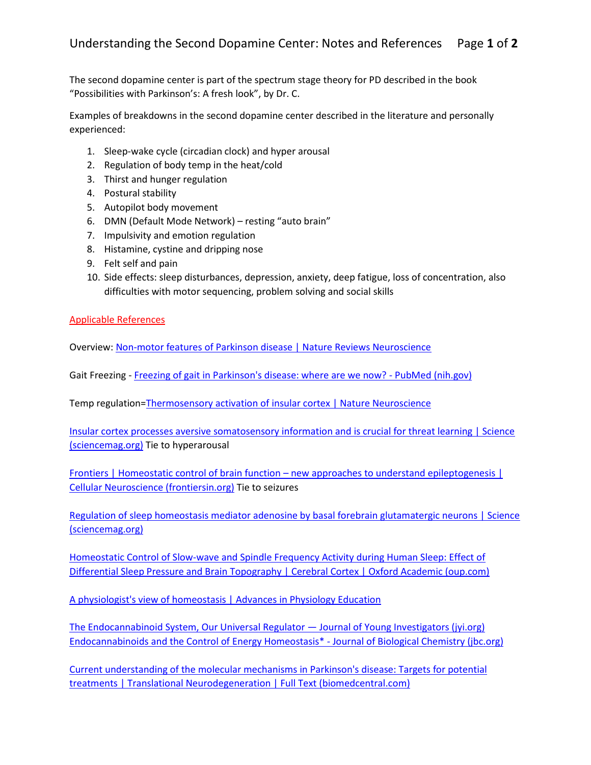# Understanding the Second Dopamine Center: Notes and References

The second dopamine center is part of the spectrum stage theory for PD described in the book "Possibilities with Parkinson's: A fresh look", by Dr. C.

Examples of breakdowns in the second dopamine center described in the literature and personally experienced:

1. Sleep-wake cycle (circadian clock) and hyper arousal
2. Regulation of body temp in the heat/cold
3. Thirst and hunger regulation
4. Postural stability
5. Autopilot body movement
6. DMN (Default Mode Network) – resting "auto brain"
7. Impulsivity and emotion regulation
8. Histamine, cystine and dripping nose
9. Felt self and pain
10. Side effects: sleep disturbances, depression, anxiety, deep fatigue, loss of concentration, also difficulties with motor sequencing, problem solving and social skills

## Applicable References

Overview: Non-motor features of Parkinson disease | Nature Reviews Neuroscience

Gait Freezing - Freezing of gait in Parkinson's disease: where are we now? - PubMed (nih.gov)

Temp regulation=Thermosensory activation of insular cortex | Nature Neuroscience

Insular cortex processes aversive somatosensory information and is crucial for threat learning | Science (sciencemag.org) Tie to hyperarousal

Frontiers | Homeostatic control of brain function – new approaches to understand epileptogenesis | Cellular Neuroscience (frontiersin.org) Tie to seizures

Regulation of sleep homeostasis mediator adenosine by basal forebrain glutamatergic neurons | Science (sciencemag.org)

Homeostatic Control of Slow-wave and Spindle Frequency Activity during Human Sleep: Effect of Differential Sleep Pressure and Brain Topography | Cerebral Cortex | Oxford Academic (oup.com)

A physiologist's view of homeostasis | Advances in Physiology Education

The Endocannabinoid System, Our Universal Regulator — Journal of Young Investigators (jyi.org)
Endocannabinoids and the Control of Energy Homeostasis* - Journal of Biological Chemistry (jbc.org)

Current understanding of the molecular mechanisms in Parkinson's disease: Targets for potential treatments | Translational Neurodegeneration | Full Text (biomedcentral.com)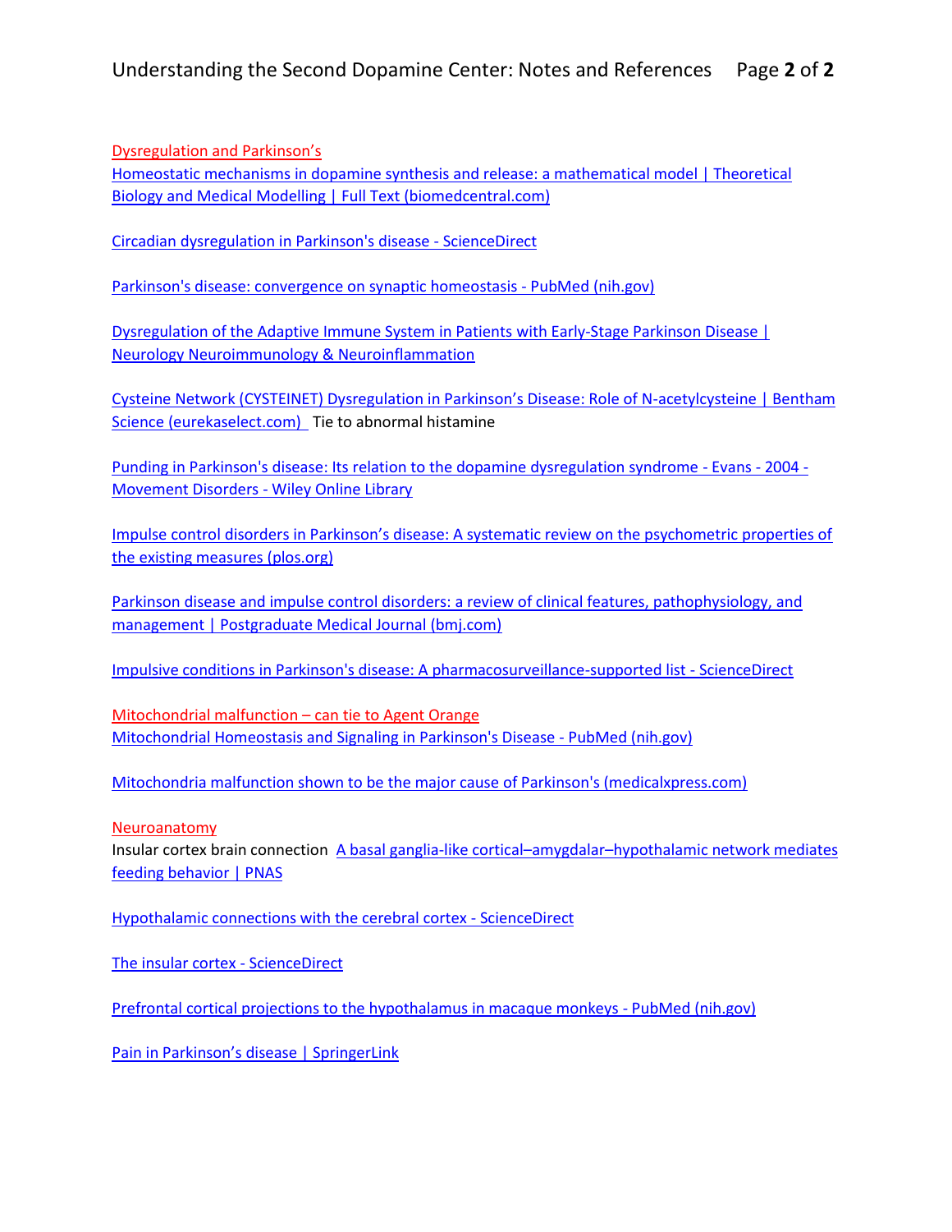Dysregulation and Parkinson's

Homeostatic mechanisms in dopamine synthesis and release: a mathematical model | Theoretical Biology and Medical Modelling | Full Text (biomedcentral.com)

Circadian dysregulation in Parkinson's disease - ScienceDirect

Parkinson's disease: convergence on synaptic homeostasis - PubMed (nih.gov)

Dysregulation of the Adaptive Immune System in Patients with Early-Stage Parkinson Disease | Neurology Neuroimmunology & Neuroinflammation

Cysteine Network (CYSTEINET) Dysregulation in Parkinson's Disease: Role of N-acetylcysteine | Bentham Science (eurekaselect.com) Tie to abnormal histamine

Punding in Parkinson's disease: Its relation to the dopamine dysregulation syndrome - Evans - 2004 - Movement Disorders - Wiley Online Library

Impulse control disorders in Parkinson's disease: A systematic review on the psychometric properties of the existing measures (plos.org)

Parkinson disease and impulse control disorders: a review of clinical features, pathophysiology, and management | Postgraduate Medical Journal (bmj.com)

Impulsive conditions in Parkinson's disease: A pharmacosurveillance-supported list - ScienceDirect

Mitochondrial malfunction – can tie to Agent Orange

Mitochondrial Homeostasis and Signaling in Parkinson's Disease - PubMed (nih.gov)

Mitochondria malfunction shown to be the major cause of Parkinson's (medicalxpress.com)

Neuroanatomy

Insular cortex brain connection A basal ganglia-like cortical–amygdalar–hypothalamic network mediates feeding behavior | PNAS

Hypothalamic connections with the cerebral cortex - ScienceDirect

The insular cortex - ScienceDirect

Prefrontal cortical projections to the hypothalamus in macaque monkeys - PubMed (nih.gov)

Pain in Parkinson's disease | SpringerLink